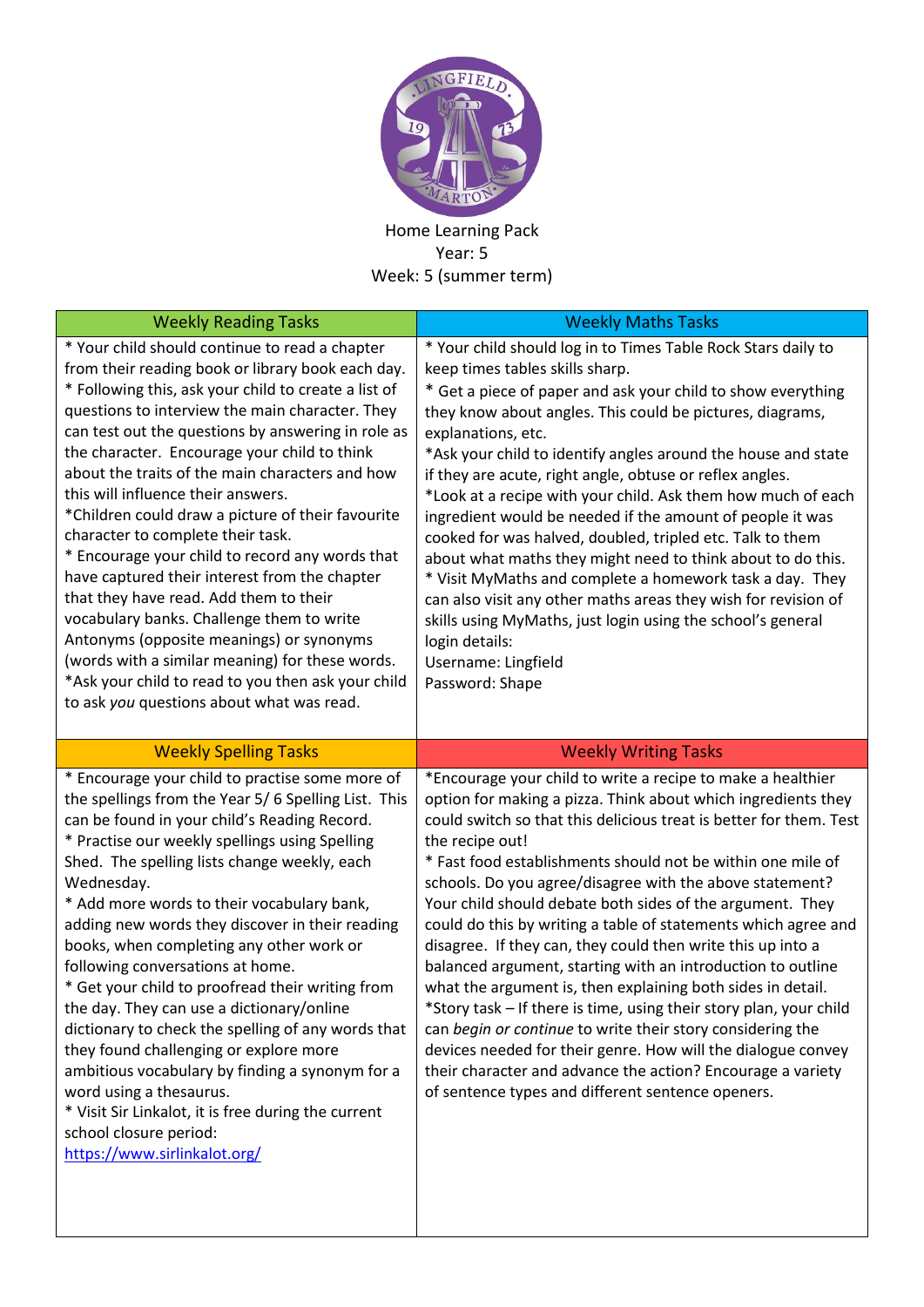Home Learning Pack
Year: 5
Week: 5 (summer term)

## Weekly Reading Tasks

* Your child should continue to read a chapter from their reading book or library book each day.
* Following this, ask your child to create a list of questions to interview the main character. They can test out the questions by answering in role as the character. Encourage your child to think about the traits of the main characters and how this will influence their answers.
*Children could draw a picture of their favourite character to complete their task.
* Encourage your child to record any words that have captured their interest from the chapter that they have read. Add them to their vocabulary banks. Challenge them to write Antonyms (opposite meanings) or synonyms (words with a similar meaning) for these words.
*Ask your child to read to you then ask your child to ask *you* questions about what was read.

## Weekly Maths Tasks

* Your child should log in to Times Table Rock Stars daily to keep times tables skills sharp.
* Get a piece of paper and ask your child to show everything they know about angles. This could be pictures, diagrams, explanations, etc.
*Ask your child to identify angles around the house and state if they are acute, right angle, obtuse or reflex angles.
*Look at a recipe with your child. Ask them how much of each ingredient would be needed if the amount of people it was cooked for was halved, doubled, tripled etc. Talk to them about what maths they might need to think about to do this.
* Visit MyMaths and complete a homework task a day. They can also visit any other maths areas they wish for revision of skills using MyMaths, just login using the school's general login details:
Username: Lingfield
Password: Shape

## Weekly Spelling Tasks

* Encourage your child to practise some more of the spellings from the Year 5/ 6 Spelling List. This can be found in your child's Reading Record.
* Practise our weekly spellings using Spelling Shed. The spelling lists change weekly, each Wednesday.
* Add more words to their vocabulary bank, adding new words they discover in their reading books, when completing any other work or following conversations at home.
* Get your child to proofread their writing from the day. They can use a dictionary/online dictionary to check the spelling of any words that they found challenging or explore more ambitious vocabulary by finding a synonym for a word using a thesaurus.
* Visit Sir Linkalot, it is free during the current school closure period:
https://www.sirlinkalot.org/

## Weekly Writing Tasks

*Encourage your child to write a recipe to make a healthier option for making a pizza. Think about which ingredients they could switch so that this delicious treat is better for them. Test the recipe out!
* Fast food establishments should not be within one mile of schools. Do you agree/disagree with the above statement? Your child should debate both sides of the argument. They could do this by writing a table of statements which agree and disagree. If they can, they could then write this up into a balanced argument, starting with an introduction to outline what the argument is, then explaining both sides in detail.
*Story task – If there is time, using their story plan, your child can *begin or continue* to write their story considering the devices needed for their genre. How will the dialogue convey their character and advance the action? Encourage a variety of sentence types and different sentence openers.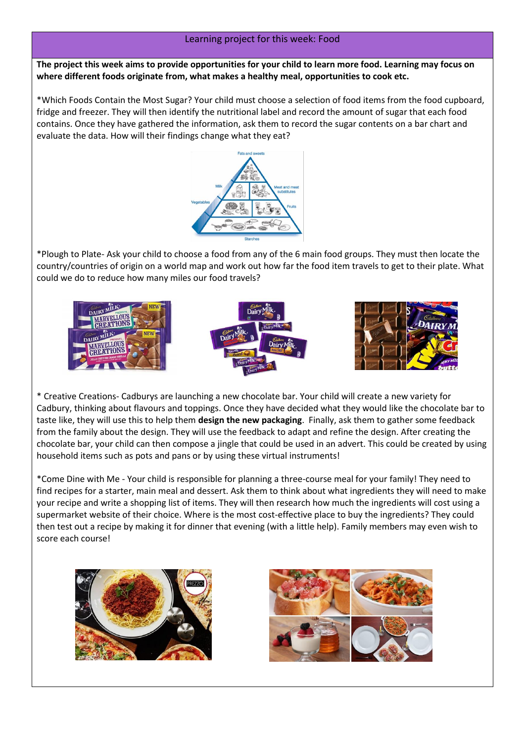## Learning project for this week: Food

**The project this week aims to provide opportunities for your child to learn more food. Learning may focus on where different foods originate from, what makes a healthy meal, opportunities to cook etc.**

*Which Foods Contain the Most Sugar? Your child must choose a selection of food items from the food cupboard, fridge and freezer. They will then identify the nutritional label and record the amount of sugar that each food contains. Once they have gathered the information, ask them to record the sugar contents on a bar chart and evaluate the data. How will their findings change what they eat?

Fats and sweets
Milk
Meat and meat substitutes
Vegetables
Fruits
Starches

*Plough to Plate- Ask your child to choose a food from any of the 6 main food groups. They must then locate the country/countries of origin on a world map and work out how far the food item travels to get to their plate. What could we do to reduce how many miles our food travels?

* Creative Creations- Cadburys are launching a new chocolate bar. Your child will create a new variety for Cadbury, thinking about flavours and toppings. Once they have decided what they would like the chocolate bar to taste like, they will use this to help them **design the new packaging**. Finally, ask them to gather some feedback from the family about the design. They will use the feedback to adapt and refine the design. After creating the chocolate bar, your child can then compose a jingle that could be used in an advert. This could be created by using household items such as pots and pans or by using these virtual instruments!

*Come Dine with Me - Your child is responsible for planning a three-course meal for your family! They need to find recipes for a starter, main meal and dessert. Ask them to think about what ingredients they will need to make your recipe and write a shopping list of items. They will then research how much the ingredients will cost using a supermarket website of their choice. Where is the most cost-effective place to buy the ingredients? They could then test out a recipe by making it for dinner that evening (with a little help). Family members may even wish to score each course!